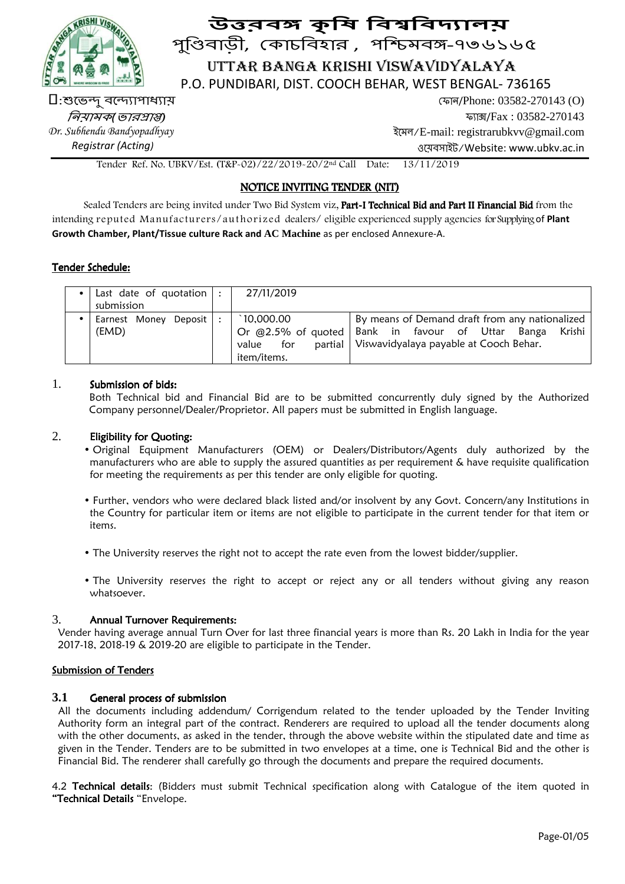# উত্তরবঙ্গ কৃষি বিশ্ববিদ্যালয়

পুণ্ডিবাড়ী, কোচবিহার, পশ্চিমবঙ্গ-৭৩৬১৬৫

# UTTAR BANGA KRISHI VISWAVIDYALAYA

P.O. PUNDIBARI, DIST. COOCH BEHAR, WEST BENGAL- 736165

:শুভেন্দু বন্দ্যোপাধ্যায়
*নিয়ামক( ভারপ্রাপ্ত)*
*Dr. Subhendu Bandyopadhyay*
*Registrar (Acting)*

ফোন/Phone: 03582-270143 (O)
ফ্যাক্স/Fax : 03582-270143
ইমেল/E-mail: registrarubkvv@gmail.com
ওয়েবসাইট/Website: www.ubkv.ac.in

Tender Ref. No. UBKV/Est. (T&P-02)/22/2019-20/2nd Call Date: 13/11/2019

## NOTICE INVITING TENDER (NIT)

Sealed Tenders are being invited under Two Bid System viz, **Part-I Technical Bid and Part II Financial Bid** from the intending reputed Manufacturers/authorized dealers/ eligible experienced supply agencies for Supplying of **Plant Growth Chamber, Plant/Tissue culture Rack and AC Machine** as per enclosed Annexure-A.

### Tender Schedule:

| | | | |
|---|---|---|---|
| • Last date of quotation submission | : | 27/11/2019 | |
| • Earnest Money Deposit (EMD) | : | `10,000.00 Or @2.5% of quoted value for partial item/items. | By means of Demand draft from any nationalized Bank in favour of Uttar Banga Krishi Viswavidyalaya payable at Cooch Behar. |

1. **Submission of bids:**
Both Technical bid and Financial Bid are to be submitted concurrently duly signed by the Authorized Company personnel/Dealer/Proprietor. All papers must be submitted in English language.

2. **Eligibility for Quoting:**
   - Original Equipment Manufacturers (OEM) or Dealers/Distributors/Agents duly authorized by the manufacturers who are able to supply the assured quantities as per requirement & have requisite qualification for meeting the requirements as per this tender are only eligible for quoting.
   - Further, vendors who were declared black listed and/or insolvent by any Govt. Concern/any Institutions in the Country for particular item or items are not eligible to participate in the current tender for that item or items.
   - The University reserves the right not to accept the rate even from the lowest bidder/supplier.
   - The University reserves the right to accept or reject any or all tenders without giving any reason whatsoever.

3. **Annual Turnover Requirements:**
Vender having average annual Turn Over for last three financial years is more than Rs. 20 Lakh in India for the year 2017-18, 2018-19 & 2019-20 are eligible to participate in the Tender.

### Submission of Tenders

**3.1 General process of submission**
All the documents including addendum/ Corrigendum related to the tender uploaded by the Tender Inviting Authority form an integral part of the contract. Renderers are required to upload all the tender documents along with the other documents, as asked in the tender, through the above website within the stipulated date and time as given in the Tender. Tenders are to be submitted in two envelopes at a time, one is Technical Bid and the other is Financial Bid. The renderer shall carefully go through the documents and prepare the required documents.

4.2 **Technical details**: (Bidders must submit Technical specification along with Catalogue of the item quoted in **"Technical Details** "Envelope.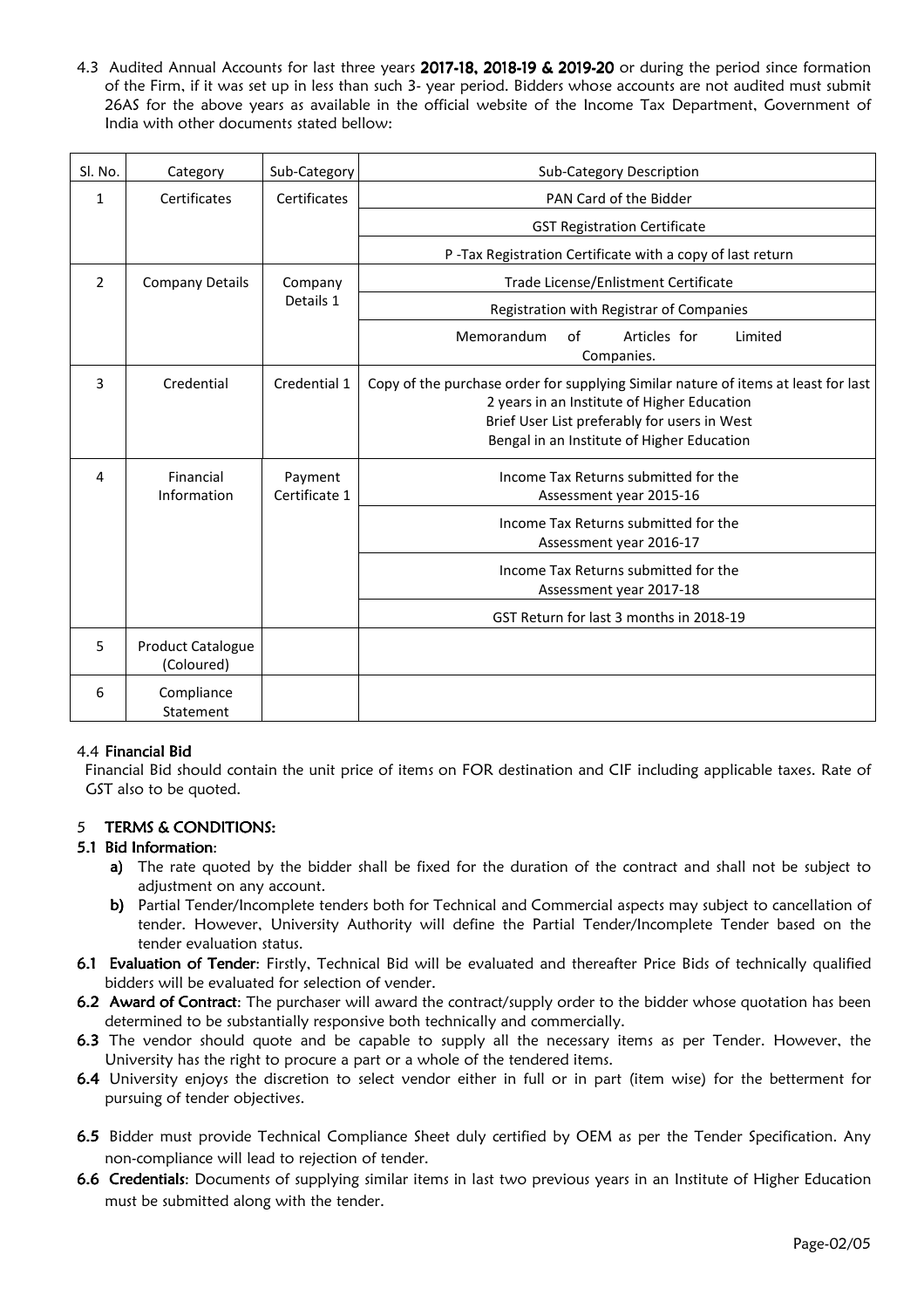4.3 Audited Annual Accounts for last three years **2017-18, 2018-19 & 2019-20** or during the period since formation of the Firm, if it was set up in less than such 3- year period. Bidders whose accounts are not audited must submit 26AS for the above years as available in the official website of the Income Tax Department, Government of India with other documents stated bellow:

| Sl. No. | Category | Sub-Category | Sub-Category Description |
|---|---|---|---|
| 1 | Certificates | Certificates | PAN Card of the Bidder |
| | | | GST Registration Certificate |
| | | | P -Tax Registration Certificate with a copy of last return |
| 2 | Company Details | Company Details 1 | Trade License/Enlistment Certificate |
| | | | Registration with Registrar of Companies |
| | | | Memorandum of Articles for Limited Companies. |
| 3 | Credential | Credential 1 | Copy of the purchase order for supplying Similar nature of items at least for last 2 years in an Institute of Higher Education<br>Brief User List preferably for users in West Bengal in an Institute of Higher Education |
| 4 | Financial Information | Payment Certificate 1 | Income Tax Returns submitted for the Assessment year 2015-16 |
| | | | Income Tax Returns submitted for the Assessment year 2016-17 |
| | | | Income Tax Returns submitted for the Assessment year 2017-18 |
| | | | GST Return for last 3 months in 2018-19 |
| 5 | Product Catalogue (Coloured) | | |
| 6 | Compliance Statement | | |

4.4 **Financial Bid**

Financial Bid should contain the unit price of items on FOR destination and CIF including applicable taxes. Rate of GST also to be quoted.

## 5 TERMS & CONDITIONS:

**5.1 Bid Information**:

- **a)** The rate quoted by the bidder shall be fixed for the duration of the contract and shall not be subject to adjustment on any account.
- **b)** Partial Tender/Incomplete tenders both for Technical and Commercial aspects may subject to cancellation of tender. However, University Authority will define the Partial Tender/Incomplete Tender based on the tender evaluation status.

**6.1 Evaluation of Tender**: Firstly, Technical Bid will be evaluated and thereafter Price Bids of technically qualified bidders will be evaluated for selection of vender.

**6.2 Award of Contract**: The purchaser will award the contract/supply order to the bidder whose quotation has been determined to be substantially responsive both technically and commercially.

**6.3** The vendor should quote and be capable to supply all the necessary items as per Tender. However, the University has the right to procure a part or a whole of the tendered items.

**6.4** University enjoys the discretion to select vendor either in full or in part (item wise) for the betterment for pursuing of tender objectives.

**6.5** Bidder must provide Technical Compliance Sheet duly certified by OEM as per the Tender Specification. Any non-compliance will lead to rejection of tender.

**6.6 Credentials**: Documents of supplying similar items in last two previous years in an Institute of Higher Education must be submitted along with the tender.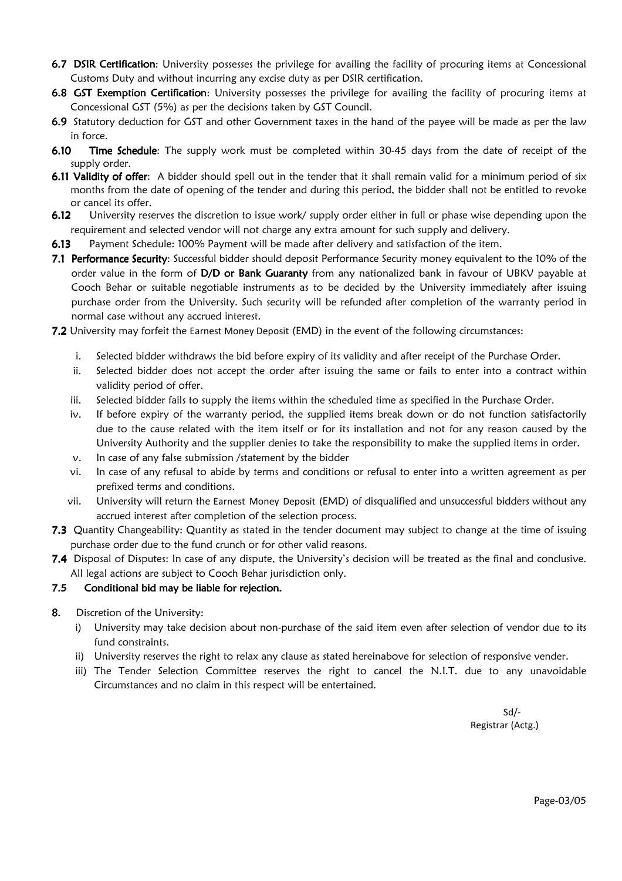- **6.7 DSIR Certification**: University possesses the privilege for availing the facility of procuring items at Concessional Customs Duty and without incurring any excise duty as per DSIR certification.
- **6.8 GST Exemption Certification**: University possesses the privilege for availing the facility of procuring items at Concessional GST (5%) as per the decisions taken by GST Council.
- **6.9** Statutory deduction for GST and other Government taxes in the hand of the payee will be made as per the law in force.
- **6.10 Time Schedule**: The supply work must be completed within 30-45 days from the date of receipt of the supply order.
- **6.11 Validity of offer**: A bidder should spell out in the tender that it shall remain valid for a minimum period of six months from the date of opening of the tender and during this period, the bidder shall not be entitled to revoke or cancel its offer.
- **6.12** University reserves the discretion to issue work/ supply order either in full or phase wise depending upon the requirement and selected vendor will not charge any extra amount for such supply and delivery.
- **6.13** Payment Schedule: 100% Payment will be made after delivery and satisfaction of the item.
- **7.1 Performance Security**: Successful bidder should deposit Performance Security money equivalent to the 10% of the order value in the form of **D/D or Bank Guaranty** from any nationalized bank in favour of UBKV payable at Cooch Behar or suitable negotiable instruments as to be decided by the University immediately after issuing purchase order from the University. Such security will be refunded after completion of the warranty period in normal case without any accrued interest.
- **7.2** University may forfeit the Earnest Money Deposit (EMD) in the event of the following circumstances:
  - i. Selected bidder withdraws the bid before expiry of its validity and after receipt of the Purchase Order.
  - ii. Selected bidder does not accept the order after issuing the same or fails to enter into a contract within validity period of offer.
  - iii. Selected bidder fails to supply the items within the scheduled time as specified in the Purchase Order.
  - iv. If before expiry of the warranty period, the supplied items break down or do not function satisfactorily due to the cause related with the item itself or for its installation and not for any reason caused by the University Authority and the supplier denies to take the responsibility to make the supplied items in order.
  - v. In case of any false submission /statement by the bidder
  - vi. In case of any refusal to abide by terms and conditions or refusal to enter into a written agreement as per prefixed terms and conditions.
  - vii. University will return the Earnest Money Deposit (EMD) of disqualified and unsuccessful bidders without any accrued interest after completion of the selection process.
- **7.3** Quantity Changeability: Quantity as stated in the tender document may subject to change at the time of issuing purchase order due to the fund crunch or for other valid reasons.
- **7.4** Disposal of Disputes: In case of any dispute, the University's decision will be treated as the final and conclusive. All legal actions are subject to Cooch Behar jurisdiction only.
- **7.5 Conditional bid may be liable for rejection.**

**8.** Discretion of the University:

- i) University may take decision about non-purchase of the said item even after selection of vendor due to its fund constraints.
- ii) University reserves the right to relax any clause as stated hereinabove for selection of responsive vender.
- iii) The Tender Selection Committee reserves the right to cancel the N.I.T. due to any unavoidable Circumstances and no claim in this respect will be entertained.

Sd/-
Registrar (Actg.)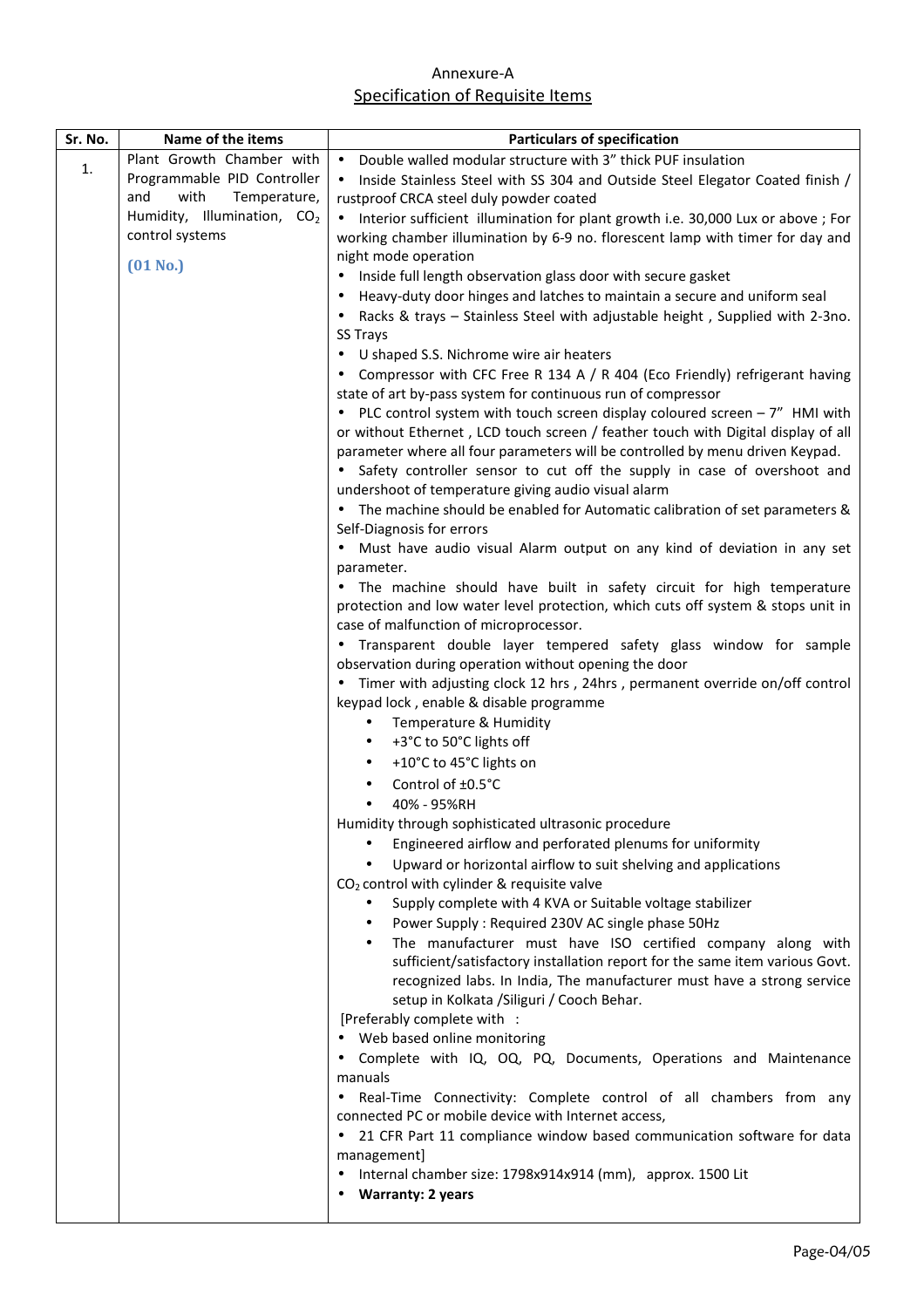Annexure-A

Specification of Requisite Items

| Sr. No. | Name of the items | Particulars of specification |
|---|---|---|
| 1. | Plant Growth Chamber with Programmable PID Controller and with Temperature, Humidity, Illumination, $CO_2$ control systems<br><br>**(01 No.)** | • Double walled modular structure with 3" thick PUF insulation<br>• Inside Stainless Steel with SS 304 and Outside Steel Elegator Coated finish / rustproof CRCA steel duly powder coated<br>• Interior sufficient illumination for plant growth i.e. 30,000 Lux or above ; For working chamber illumination by 6-9 no. florescent lamp with timer for day and night mode operation<br>• Inside full length observation glass door with secure gasket<br>• Heavy-duty door hinges and latches to maintain a secure and uniform seal<br>• Racks & trays – Stainless Steel with adjustable height , Supplied with 2-3no. SS Trays<br>• U shaped S.S. Nichrome wire air heaters<br>• Compressor with CFC Free R 134 A / R 404 (Eco Friendly) refrigerant having state of art by-pass system for continuous run of compressor<br>• PLC control system with touch screen display coloured screen – 7" HMI with or without Ethernet , LCD touch screen / feather touch with Digital display of all parameter where all four parameters will be controlled by menu driven Keypad.<br>• Safety controller sensor to cut off the supply in case of overshoot and undershoot of temperature giving audio visual alarm<br>• The machine should be enabled for Automatic calibration of set parameters & Self-Diagnosis for errors<br>• Must have audio visual Alarm output on any kind of deviation in any set parameter.<br>• The machine should have built in safety circuit for high temperature protection and low water level protection, which cuts off system & stops unit in case of malfunction of microprocessor.<br>• Transparent double layer tempered safety glass window for sample observation during operation without opening the door<br>• Timer with adjusting clock 12 hrs , 24hrs , permanent override on/off control keypad lock , enable & disable programme<br>&nbsp;&nbsp;&nbsp;• Temperature & Humidity<br>&nbsp;&nbsp;&nbsp;• +3°C to 50°C lights off<br>&nbsp;&nbsp;&nbsp;• +10°C to 45°C lights on<br>&nbsp;&nbsp;&nbsp;• Control of ±0.5°C<br>&nbsp;&nbsp;&nbsp;• 40% - 95%RH<br>Humidity through sophisticated ultrasonic procedure<br>&nbsp;&nbsp;&nbsp;• Engineered airflow and perforated plenums for uniformity<br>&nbsp;&nbsp;&nbsp;• Upward or horizontal airflow to suit shelving and applications<br>$CO_2$ control with cylinder & requisite valve<br>&nbsp;&nbsp;&nbsp;• Supply complete with 4 KVA or Suitable voltage stabilizer<br>&nbsp;&nbsp;&nbsp;• Power Supply : Required 230V AC single phase 50Hz<br>&nbsp;&nbsp;&nbsp;• The manufacturer must have ISO certified company along with sufficient/satisfactory installation report for the same item various Govt. recognized labs. In India, The manufacturer must have a strong service setup in Kolkata /Siliguri / Cooch Behar.<br>[Preferably complete with :<br>• Web based online monitoring<br>• Complete with IQ, OQ, PQ, Documents, Operations and Maintenance manuals<br>• Real-Time Connectivity: Complete control of all chambers from any connected PC or mobile device with Internet access,<br>• 21 CFR Part 11 compliance window based communication software for data management]<br>• Internal chamber size: 1798x914x914 (mm), approx. 1500 Lit<br>• **Warranty: 2 years** |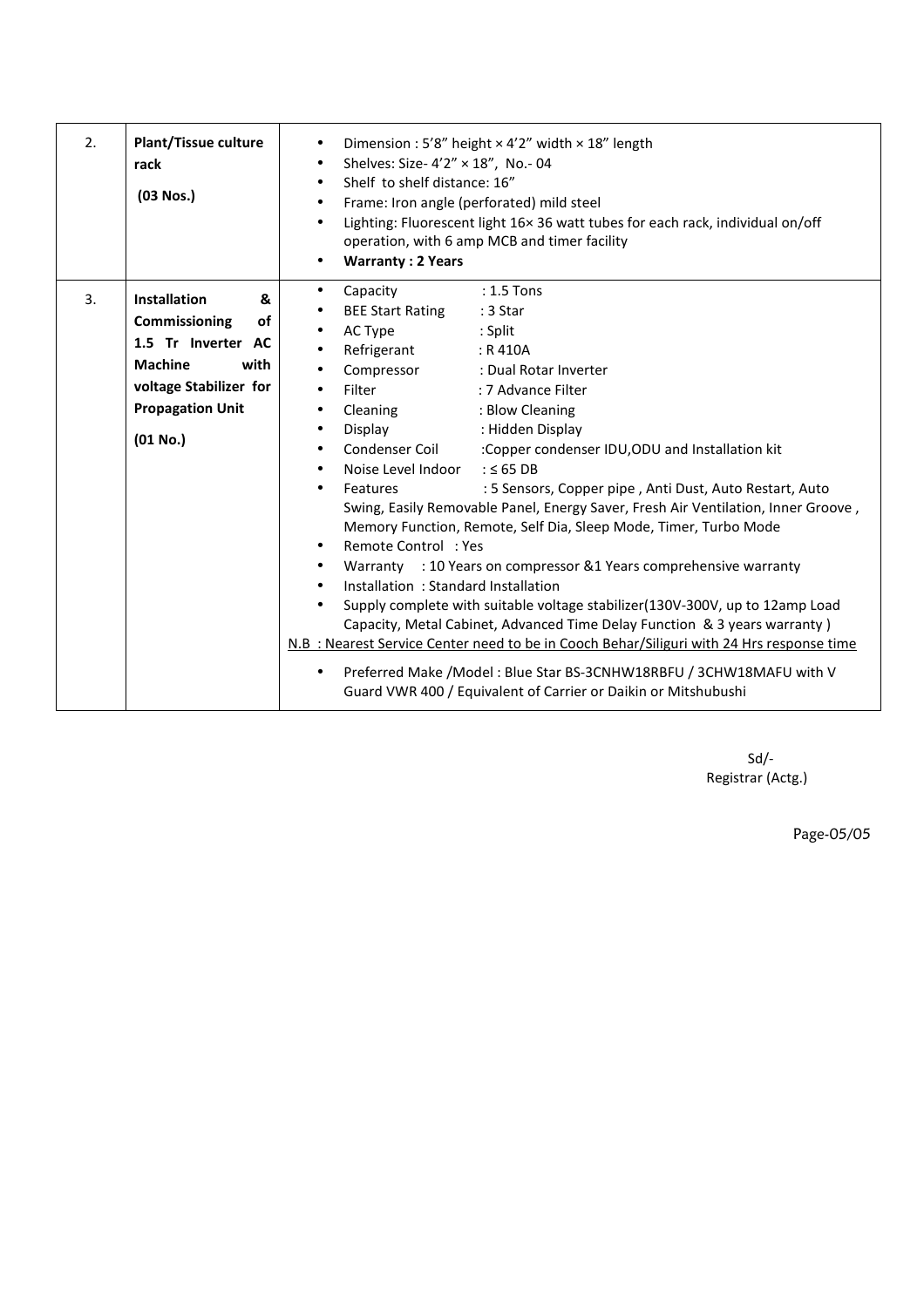| | | |
|---|---|---|
| 2. | **Plant/Tissue culture rack** <br><br> **(03 Nos.)** | • Dimension : 5'8" height × 4'2" width × 18" length <br> • Shelves: Size- 4'2" × 18", No.- 04 <br> • Shelf to shelf distance: 16" <br> • Frame: Iron angle (perforated) mild steel <br> • Lighting: Fluorescent light 16× 36 watt tubes for each rack, individual on/off operation, with 6 amp MCB and timer facility <br> • **Warranty : 2 Years** |
| 3. | **Installation & Commissioning of 1.5 Tr Inverter AC Machine with voltage Stabilizer for Propagation Unit** <br><br> **(01 No.)** | • Capacity : 1.5 Tons <br> • BEE Start Rating : 3 Star <br> • AC Type : Split <br> • Refrigerant : R 410A <br> • Compressor : Dual Rotar Inverter <br> • Filter : 7 Advance Filter <br> • Cleaning : Blow Cleaning <br> • Display : Hidden Display <br> • Condenser Coil :Copper condenser IDU,ODU and Installation kit <br> • Noise Level Indoor : ≤ 65 DB <br> • Features : 5 Sensors, Copper pipe , Anti Dust, Auto Restart, Auto Swing, Easily Removable Panel, Energy Saver, Fresh Air Ventilation, Inner Groove , Memory Function, Remote, Self Dia, Sleep Mode, Timer, Turbo Mode <br> • Remote Control : Yes <br> • Warranty : 10 Years on compressor &1 Years comprehensive warranty <br> • Installation : Standard Installation <br> • Supply complete with suitable voltage stabilizer(130V-300V, up to 12amp Load Capacity, Metal Cabinet, Advanced Time Delay Function & 3 years warranty ) <br> N.B : Nearest Service Center need to be in Cooch Behar/Siliguri with 24 Hrs response time <br> • Preferred Make /Model : Blue Star BS-3CNHW18RBFU / 3CHW18MAFU with V Guard VWR 400 / Equivalent of Carrier or Daikin or Mitshubushi |

Sd/-
Registrar (Actg.)